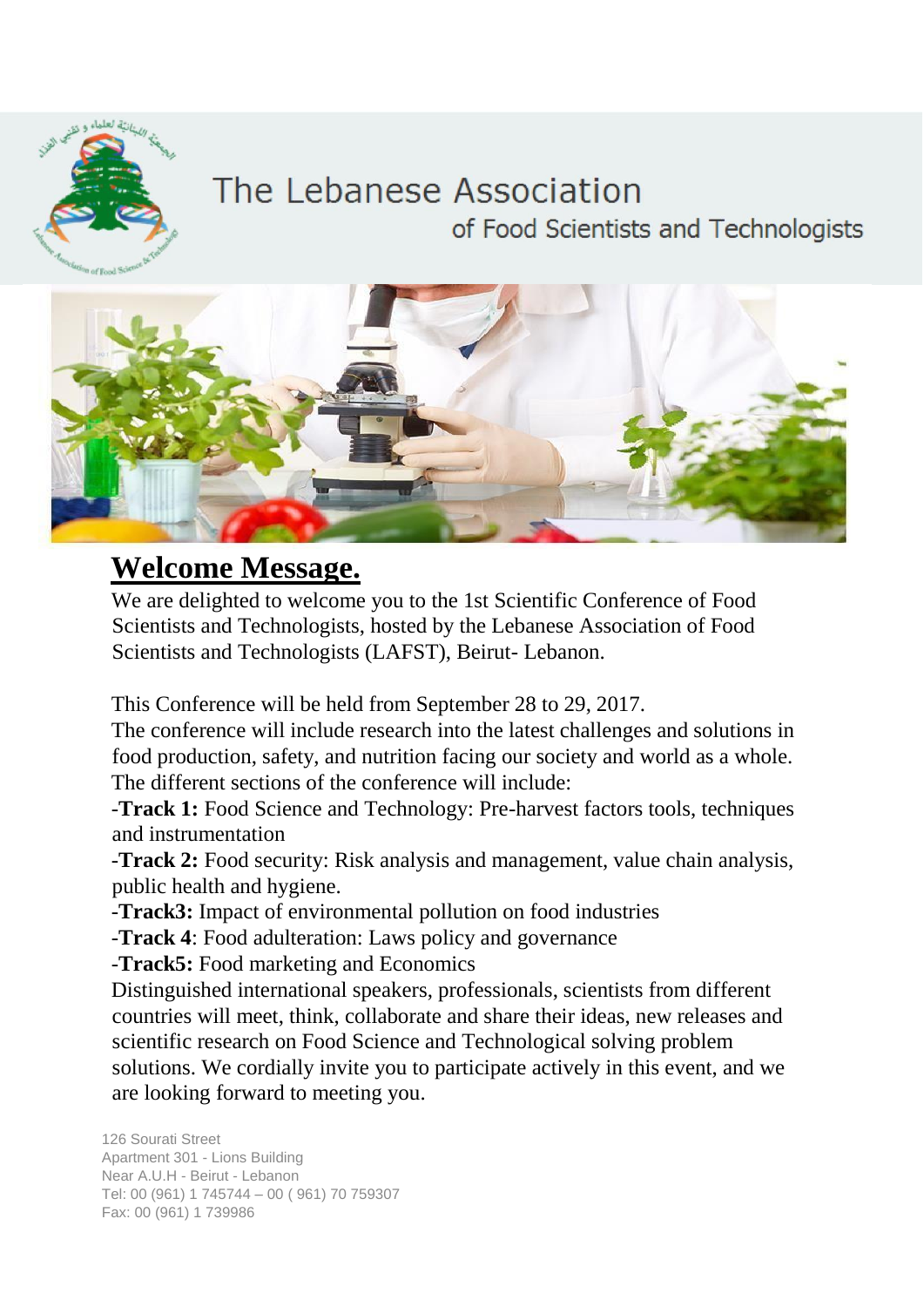# The Lebanese Association

## of Food Scientists and Technologists

## **Welcome Message.**

We are delighted to welcome you to the 1st Scientific Conference of Food Scientists and Technologists, hosted by the Lebanese Association of Food Scientists and Technologists (LAFST), Beirut- Lebanon.

This Conference will be held from September 28 to 29, 2017.

The conference will include research into the latest challenges and solutions in food production, safety, and nutrition facing our society and world as a whole. The different sections of the conference will include:

-**Track 1:** Food Science and Technology: Pre-harvest factors tools, techniques and instrumentation

-**Track 2:** Food security: Risk analysis and management, value chain analysis, public health and hygiene.

-**Track3:** Impact of environmental pollution on food industries

-**Track 4**: Food adulteration: Laws policy and governance

-**Track5:** Food marketing and Economics

Distinguished international speakers, professionals, scientists from different countries will meet, think, collaborate and share their ideas, new releases and scientific research on Food Science and Technological solving problem solutions. We cordially invite you to participate actively in this event, and we are looking forward to meeting you.

126 Sourati Street
Apartment 301 - Lions Building
Near A.U.H - Beirut - Lebanon
Tel: 00 (961) 1 745744 – 00 ( 961) 70 759307
Fax: 00 (961) 1 739986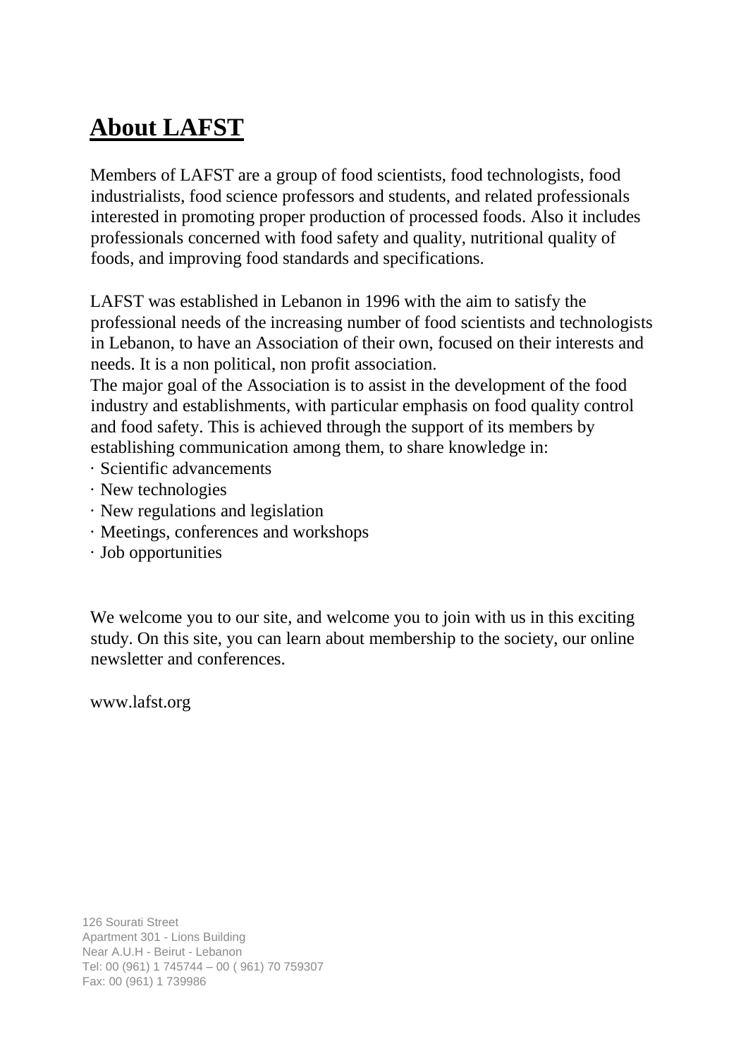# About LAFST

Members of LAFST are a group of food scientists, food technologists, food industrialists, food science professors and students, and related professionals interested in promoting proper production of processed foods. Also it includes professionals concerned with food safety and quality, nutritional quality of foods, and improving food standards and specifications.

LAFST was established in Lebanon in 1996 with the aim to satisfy the professional needs of the increasing number of food scientists and technologists in Lebanon, to have an Association of their own, focused on their interests and needs. It is a non political, non profit association.

The major goal of the Association is to assist in the development of the food industry and establishments, with particular emphasis on food quality control and food safety. This is achieved through the support of its members by establishing communication among them, to share knowledge in:

- Scientific advancements
- New technologies
- New regulations and legislation
- Meetings, conferences and workshops
- Job opportunities

We welcome you to our site, and welcome you to join with us in this exciting study. On this site, you can learn about membership to the society, our online newsletter and conferences.

www.lafst.org

126 Sourati Street
Apartment 301 - Lions Building
Near A.U.H - Beirut - Lebanon
Tel: 00 (961) 1 745744 – 00 ( 961) 70 759307
Fax: 00 (961) 1 739986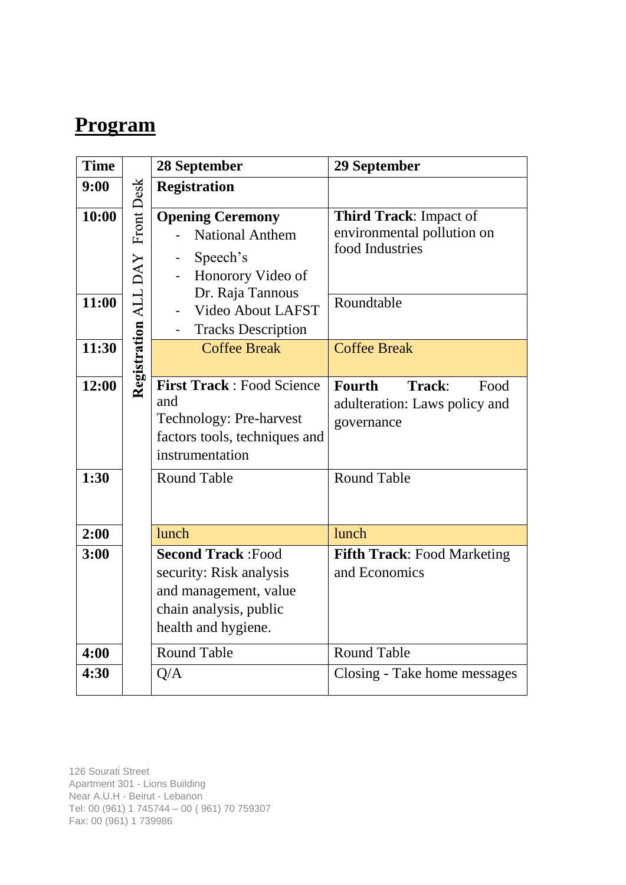# Program

| Time | | 28 September | 29 September |
|---|---|---|---|
| 9:00 | Registration ALL DAY Front Desk | **Registration** | |
| 10:00 | | **Opening Ceremony**<br>- National Anthem<br>- Speech's<br>- Honorory Video of Dr. Raja Tannous<br>- Video About LAFST<br>- Tracks Description | **Third Track**: Impact of environmental pollution on food Industries |
| 11:00 | | | Roundtable |
| 11:30 | | Coffee Break | Coffee Break |
| 12:00 | | **First Track** : Food Science and Technology: Pre-harvest factors tools, techniques and instrumentation | **Fourth Track**: Food adulteration: Laws policy and governance |
| 1:30 | | Round Table | Round Table |
| 2:00 | | lunch | lunch |
| 3:00 | | **Second Track** :Food security: Risk analysis and management, value chain analysis, public health and hygiene. | **Fifth Track**: Food Marketing and Economics |
| 4:00 | | Round Table | Round Table |
| 4:30 | | Q/A | Closing - Take home messages |

126 Sourati Street
Apartment 301 - Lions Building
Near A.U.H - Beirut - Lebanon
Tel: 00 (961) 1 745744 – 00 ( 961) 70 759307
Fax: 00 (961) 1 739986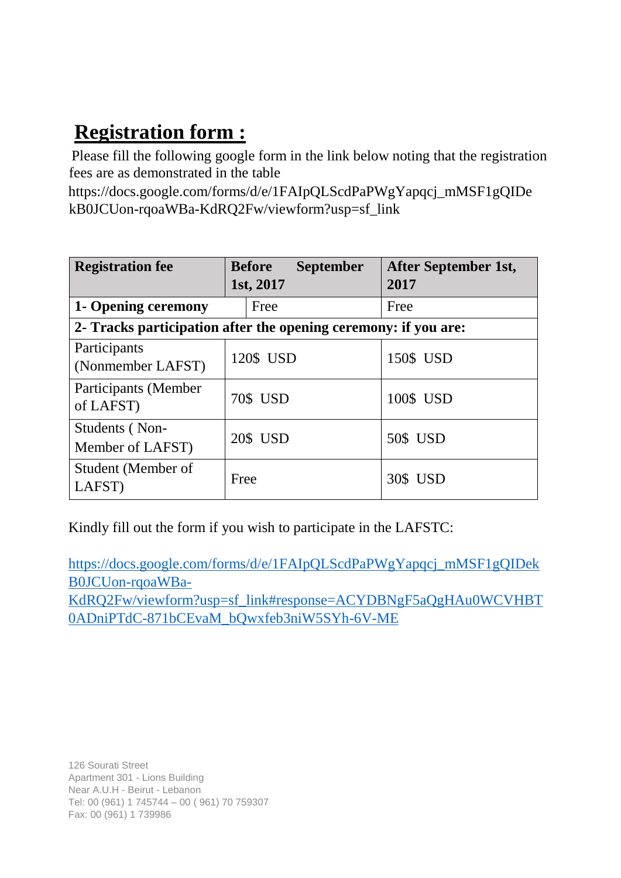# Registration form :

Please fill the following google form in the link below noting that the registration fees are as demonstrated in the table

https://docs.google.com/forms/d/e/1FAIpQLScdPaPWgYapqcj_mMSF1gQIDekB0JCUon-rqoaWBa-KdRQ2Fw/viewform?usp=sf_link

| **Registration fee** | **Before September 1st, 2017** | **After September 1st, 2017** |
| --- | --- | --- |
| **1- Opening ceremony** | Free | Free |
| **2- Tracks participation after the opening ceremony: if you are:** | | |
| Participants (Nonmember LAFST) | 120$ USD | 150$ USD |
| Participants (Member of LAFST) | 70$ USD | 100$ USD |
| Students ( Non-Member of LAFST) | 20$ USD | 50$ USD |
| Student (Member of LAFST) | Free | 30$ USD |

Kindly fill out the form if you wish to participate in the LAFSTC:

https://docs.google.com/forms/d/e/1FAIpQLScdPaPWgYapqcj_mMSF1gQIDekB0JCUon-rqoaWBa-KdRQ2Fw/viewform?usp=sf_link#response=ACYDBNgF5aQgHAu0WCVHBT0ADniPTdC-871bCEvaM_bQwxfeb3niW5SYh-6V-ME

126 Sourati Street
Apartment 301 - Lions Building
Near A.U.H - Beirut - Lebanon
Tel: 00 (961) 1 745744 – 00 ( 961) 70 759307
Fax: 00 (961) 1 739986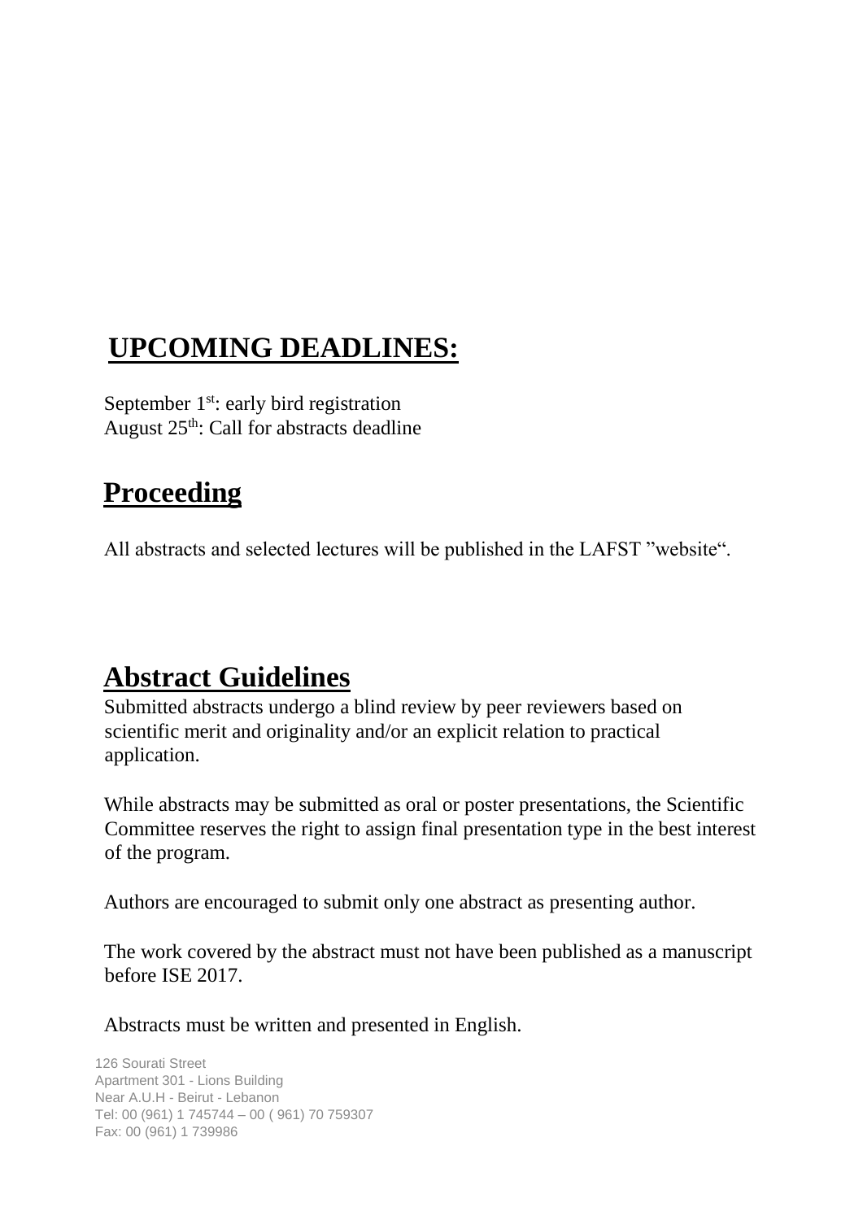## UPCOMING DEADLINES:

September 1st: early bird registration
August 25th: Call for abstracts deadline

## Proceeding

All abstracts and selected lectures will be published in the LAFST ”website“.

## Abstract Guidelines

Submitted abstracts undergo a blind review by peer reviewers based on scientific merit and originality and/or an explicit relation to practical application.

While abstracts may be submitted as oral or poster presentations, the Scientific Committee reserves the right to assign final presentation type in the best interest of the program.

Authors are encouraged to submit only one abstract as presenting author.

The work covered by the abstract must not have been published as a manuscript before ISE 2017.

Abstracts must be written and presented in English.

126 Sourati Street
Apartment 301 - Lions Building
Near A.U.H - Beirut - Lebanon
Tel: 00 (961) 1 745744 – 00 ( 961) 70 759307
Fax: 00 (961) 1 739986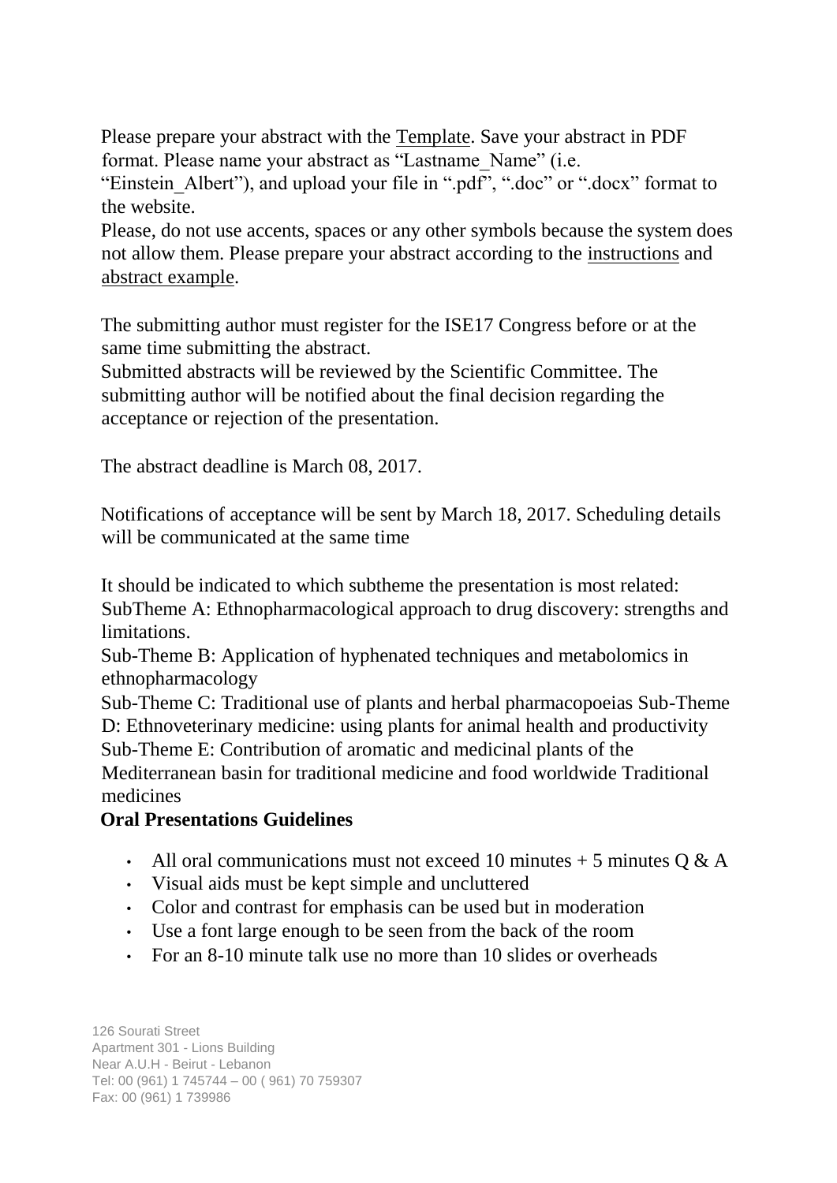Please prepare your abstract with the Template. Save your abstract in PDF format. Please name your abstract as "Lastname_Name" (i.e. "Einstein_Albert"), and upload your file in ".pdf", ".doc" or ".docx" format to the website.

Please, do not use accents, spaces or any other symbols because the system does not allow them. Please prepare your abstract according to the instructions and abstract example.

The submitting author must register for the ISE17 Congress before or at the same time submitting the abstract.

Submitted abstracts will be reviewed by the Scientific Committee. The submitting author will be notified about the final decision regarding the acceptance or rejection of the presentation.

The abstract deadline is March 08, 2017.

Notifications of acceptance will be sent by March 18, 2017. Scheduling details will be communicated at the same time

It should be indicated to which subtheme the presentation is most related:

SubTheme A: Ethnopharmacological approach to drug discovery: strengths and limitations.

Sub-Theme B: Application of hyphenated techniques and metabolomics in ethnopharmacology

Sub-Theme C: Traditional use of plants and herbal pharmacopoeias Sub-Theme D: Ethnoveterinary medicine: using plants for animal health and productivity

Sub-Theme E: Contribution of aromatic and medicinal plants of the Mediterranean basin for traditional medicine and food worldwide Traditional medicines

**Oral Presentations Guidelines**

- All oral communications must not exceed 10 minutes + 5 minutes Q & A
- Visual aids must be kept simple and uncluttered
- Color and contrast for emphasis can be used but in moderation
- Use a font large enough to be seen from the back of the room
- For an 8-10 minute talk use no more than 10 slides or overheads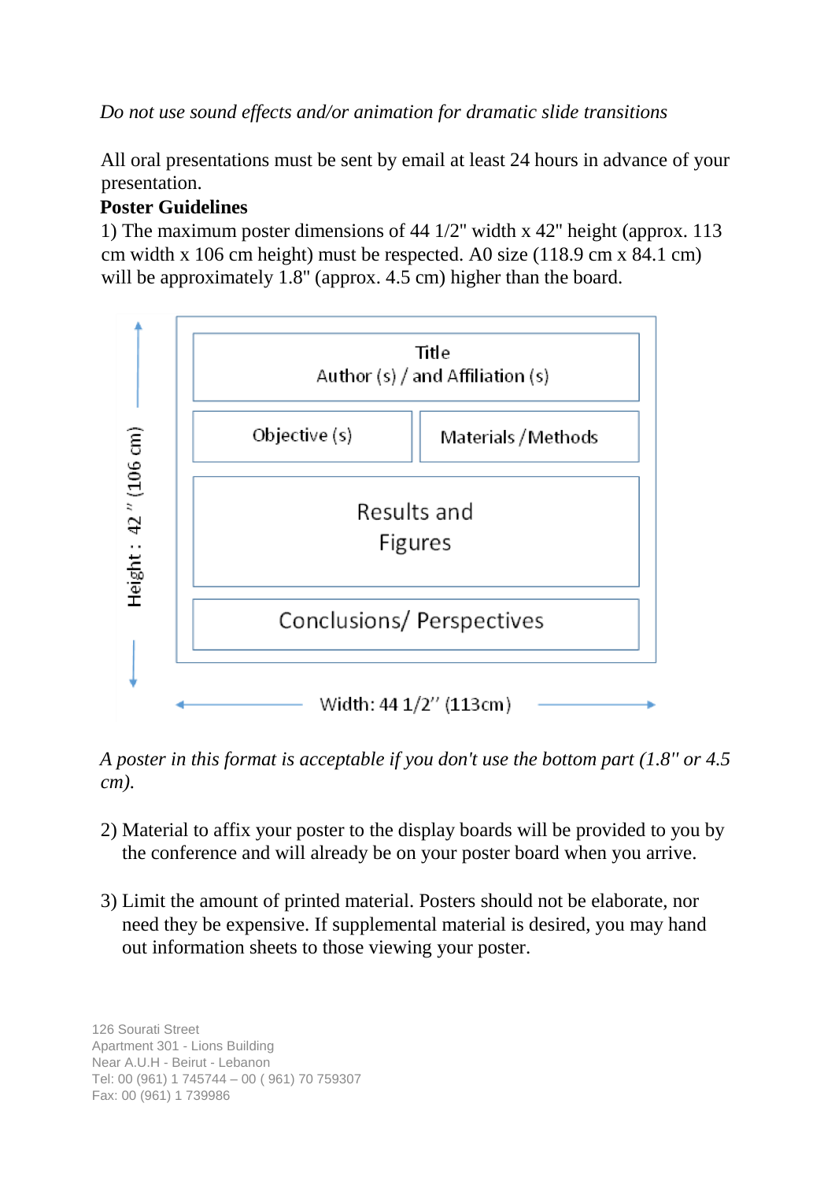*Do not use sound effects and/or animation for dramatic slide transitions*

All oral presentations must be sent by email at least 24 hours in advance of your presentation.

**Poster Guidelines**

1) The maximum poster dimensions of 44 1/2" width x 42" height (approx. 113 cm width x 106 cm height) must be respected. A0 size (118.9 cm x 84.1 cm) will be approximately 1.8" (approx. 4.5 cm) higher than the board.

Title
Author (s) / and Affiliation (s)

Objective (s)

Materials / Methods

Results and Figures

Conclusions/ Perspectives

Height : 42 " (106 cm)

Width: 44 1/2" (113cm)

*A poster in this format is acceptable if you don't use the bottom part (1.8" or 4.5 cm).*

2) Material to affix your poster to the display boards will be provided to you by the conference and will already be on your poster board when you arrive.

3) Limit the amount of printed material. Posters should not be elaborate, nor need they be expensive. If supplemental material is desired, you may hand out information sheets to those viewing your poster.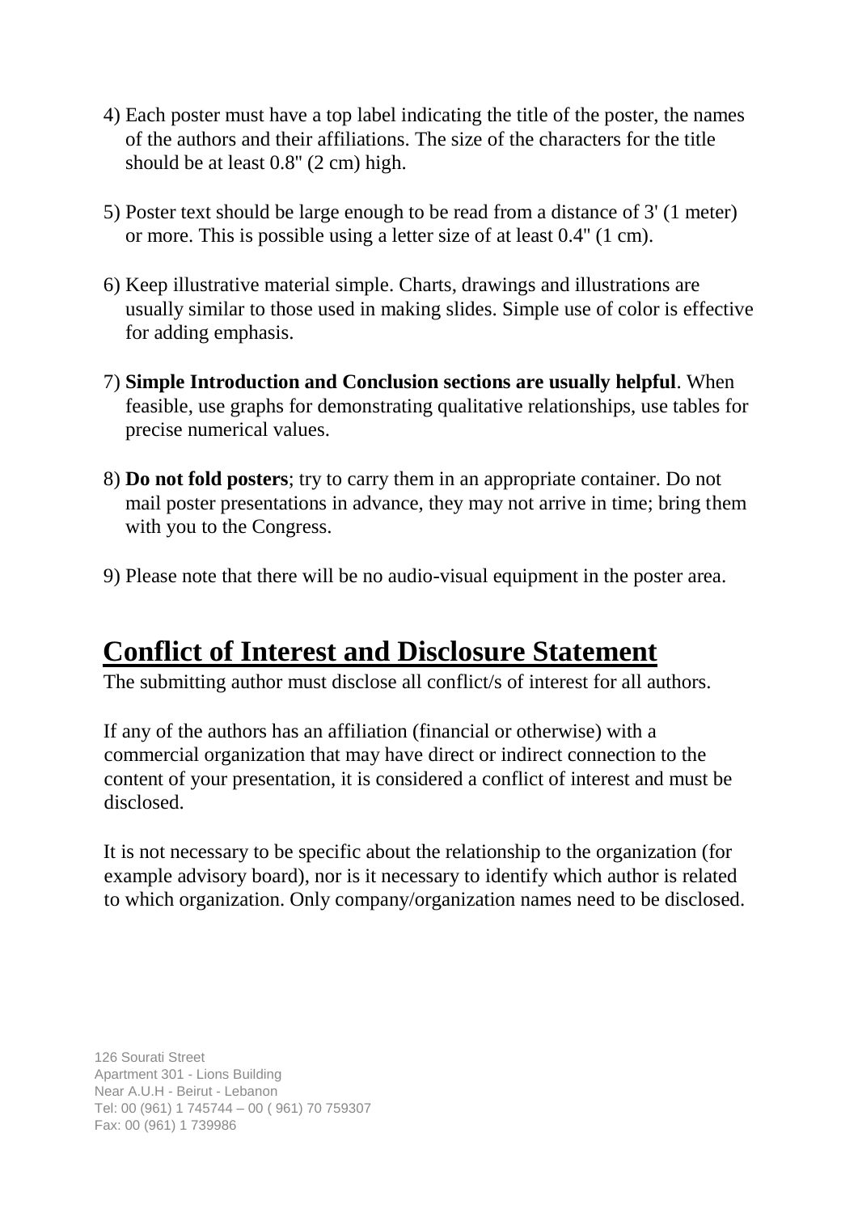4) Each poster must have a top label indicating the title of the poster, the names of the authors and their affiliations. The size of the characters for the title should be at least 0.8" (2 cm) high.

5) Poster text should be large enough to be read from a distance of 3' (1 meter) or more. This is possible using a letter size of at least 0.4" (1 cm).

6) Keep illustrative material simple. Charts, drawings and illustrations are usually similar to those used in making slides. Simple use of color is effective for adding emphasis.

7) **Simple Introduction and Conclusion sections are usually helpful**. When feasible, use graphs for demonstrating qualitative relationships, use tables for precise numerical values.

8) **Do not fold posters**; try to carry them in an appropriate container. Do not mail poster presentations in advance, they may not arrive in time; bring them with you to the Congress.

9) Please note that there will be no audio-visual equipment in the poster area.

## Conflict of Interest and Disclosure Statement

The submitting author must disclose all conflict/s of interest for all authors.

If any of the authors has an affiliation (financial or otherwise) with a commercial organization that may have direct or indirect connection to the content of your presentation, it is considered a conflict of interest and must be disclosed.

It is not necessary to be specific about the relationship to the organization (for example advisory board), nor is it necessary to identify which author is related to which organization. Only company/organization names need to be disclosed.